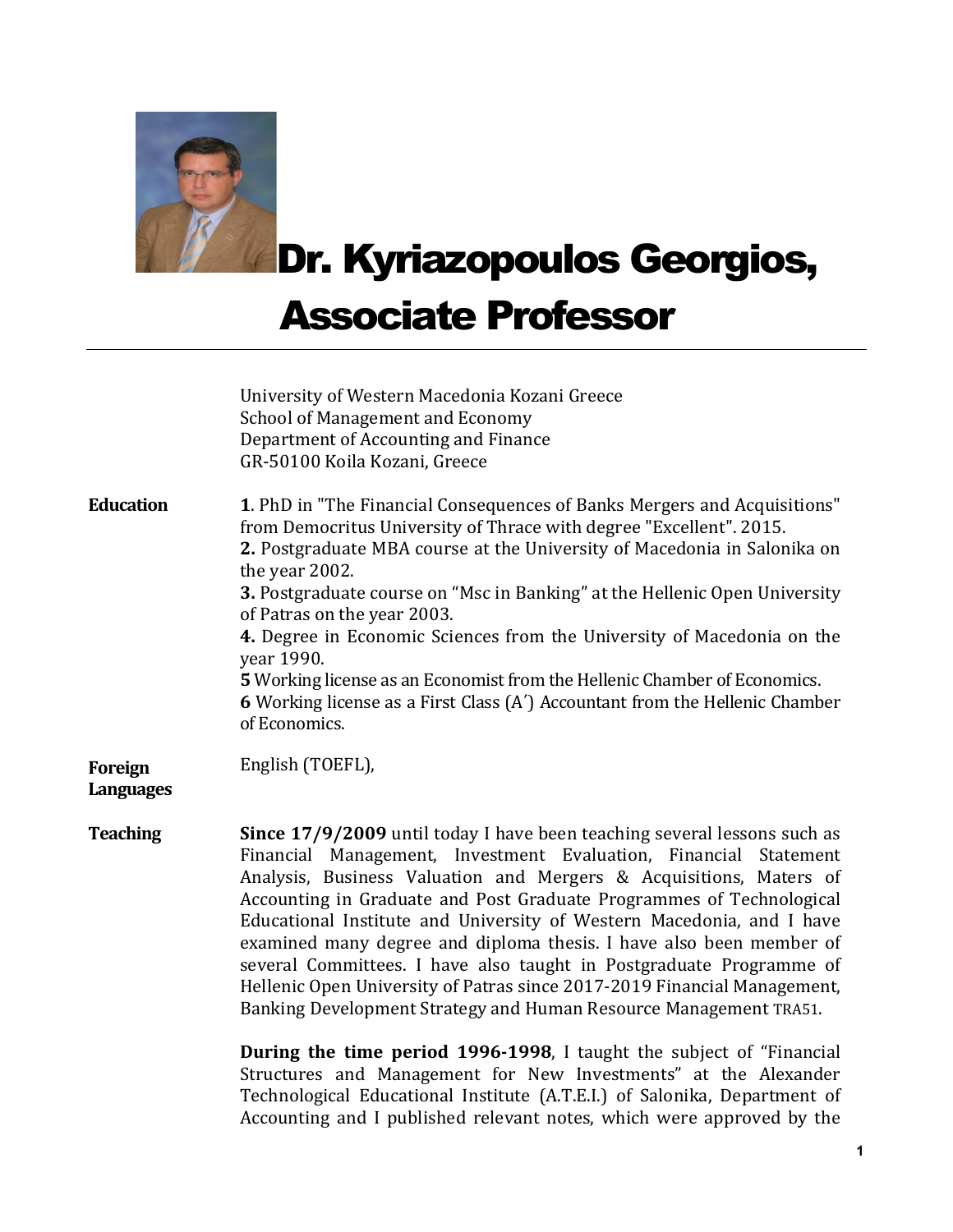# Dr. Kyriazopoulos Georgios, Associate Professor

University of Western Macedonia Kozani Greece
School of Management and Economy
Department of Accounting and Finance
GR-50100 Koila Kozani, Greece

**Education**

**1**. PhD in "The Financial Consequences of Banks Mergers and Acquisitions" from Democritus University of Thrace with degree "Excellent". 2015.
**2.** Postgraduate MBA course at the University of Macedonia in Salonika on the year 2002.
**3.** Postgraduate course on "Msc in Banking" at the Hellenic Open University of Patras on the year 2003.
**4.** Degree in Economic Sciences from the University of Macedonia on the year 1990.
**5** Working license as an Economist from the Hellenic Chamber of Economics.
**6** Working license as a First Class (A΄) Accountant from the Hellenic Chamber of Economics.

**Foreign Languages**

English (TOEFL),

**Teaching**

**Since 17/9/2009** until today I have been teaching several lessons such as Financial Management, Investment Evaluation, Financial Statement Analysis, Business Valuation and Mergers & Acquisitions, Maters of Accounting in Graduate and Post Graduate Programmes of Technological Educational Institute and University of Western Macedonia, and I have examined many degree and diploma thesis. I have also been member of several Committees. I have also taught in Postgraduate Programme of Hellenic Open University of Patras since 2017-2019 Financial Management, Banking Development Strategy and Human Resource Management TRA51.

**During the time period 1996-1998**, I taught the subject of "Financial Structures and Management for New Investments" at the Alexander Technological Educational Institute (A.T.E.I.) of Salonika, Department of Accounting and I published relevant notes, which were approved by the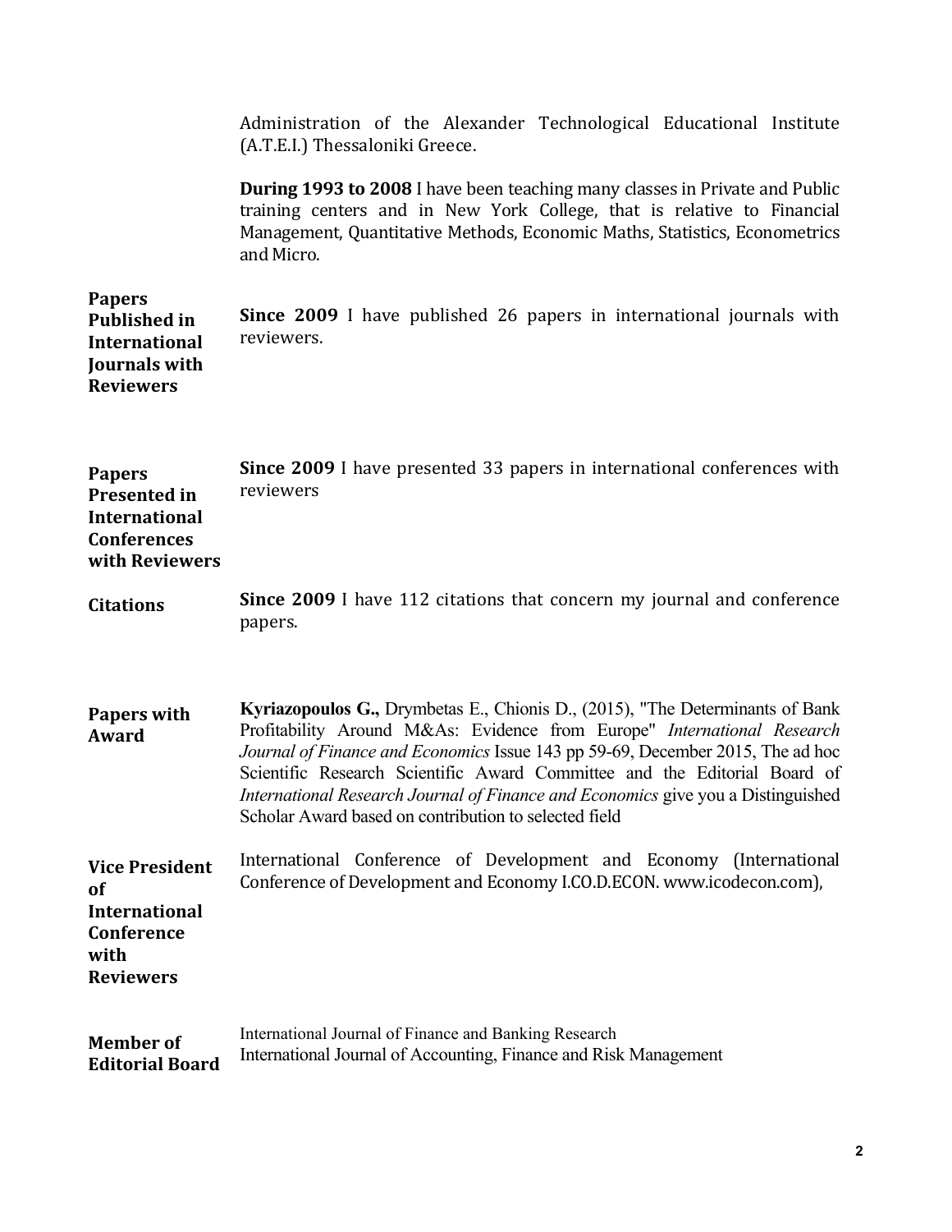Administration of the Alexander Technological Educational Institute (A.T.E.I.) Thessaloniki Greece.

**During 1993 to 2008** I have been teaching many classes in Private and Public training centers and in New York College, that is relative to Financial Management, Quantitative Methods, Economic Maths, Statistics, Econometrics and Micro.

**Papers Published in International Journals with Reviewers**

**Since 2009** I have published 26 papers in international journals with reviewers.

**Papers Presented in International Conferences with Reviewers**

**Since 2009** I have presented 33 papers in international conferences with reviewers

**Citations**

**Since 2009** I have 112 citations that concern my journal and conference papers.

**Papers with Award**

**Kyriazopoulos G.,** Drymbetas E., Chionis D., (2015), "The Determinants of Bank Profitability Around M&As: Evidence from Europe" *International Research Journal of Finance and Economics* Issue 143 pp 59-69, December 2015, The ad hoc Scientific Research Scientific Award Committee and the Editorial Board of *International Research Journal of Finance and Economics* give you a Distinguished Scholar Award based on contribution to selected field

**Vice President of International Conference with Reviewers**

International Conference of Development and Economy (International Conference of Development and Economy I.CO.D.ECON. www.icodecon.com),

**Member of Editorial Board**

International Journal of Finance and Banking Research
International Journal of Accounting, Finance and Risk Management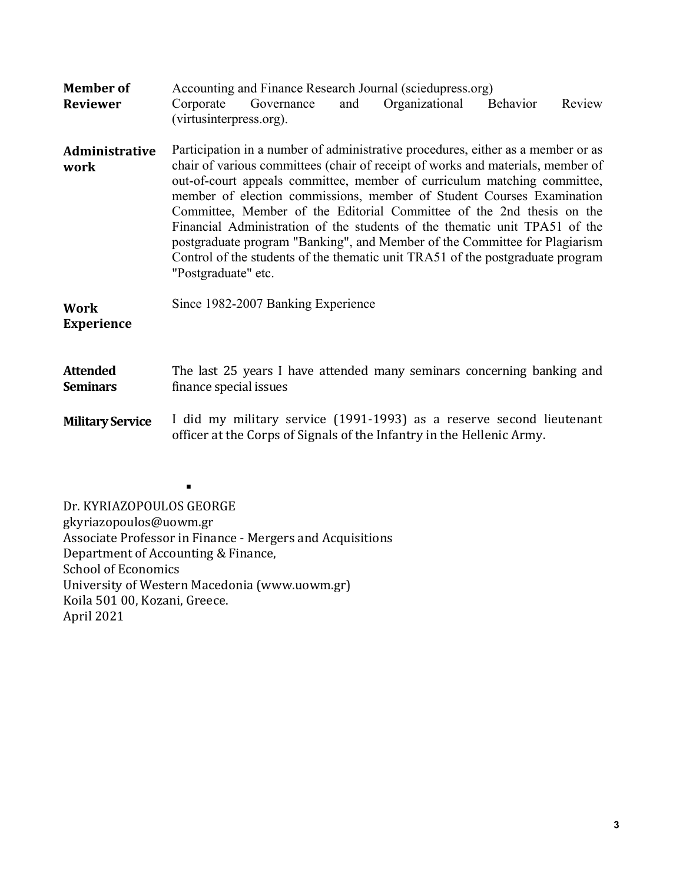**Member of Reviewer** Accounting and Finance Research Journal (sciedupress.org)
Corporate Governance and Organizational Behavior Review (virtusinterpress.org).

**Administrative work** Participation in a number of administrative procedures, either as a member or as chair of various committees (chair of receipt of works and materials, member of out-of-court appeals committee, member of curriculum matching committee, member of election commissions, member of Student Courses Examination Committee, Member of the Editorial Committee of the 2nd thesis on the Financial Administration of the students of the thematic unit TPA51 of the postgraduate program "Banking", and Member of the Committee for Plagiarism Control of the students of the thematic unit TRA51 of the postgraduate program "Postgraduate" etc.

**Work Experience** Since 1982-2007 Banking Experience

**Attended Seminars** The last 25 years I have attended many seminars concerning banking and finance special issues

**Military Service** I did my military service (1991-1993) as a reserve second lieutenant officer at the Corps of Signals of the Infantry in the Hellenic Army.

▪

Dr. KYRIAZOPOULOS GEORGE
gkyriazopoulos@uowm.gr
Associate Professor in Finance - Mergers and Acquisitions
Department of Accounting & Finance,
School of Economics
University of Western Macedonia (www.uowm.gr)
Koila 501 00, Kozani, Greece.
April 2021